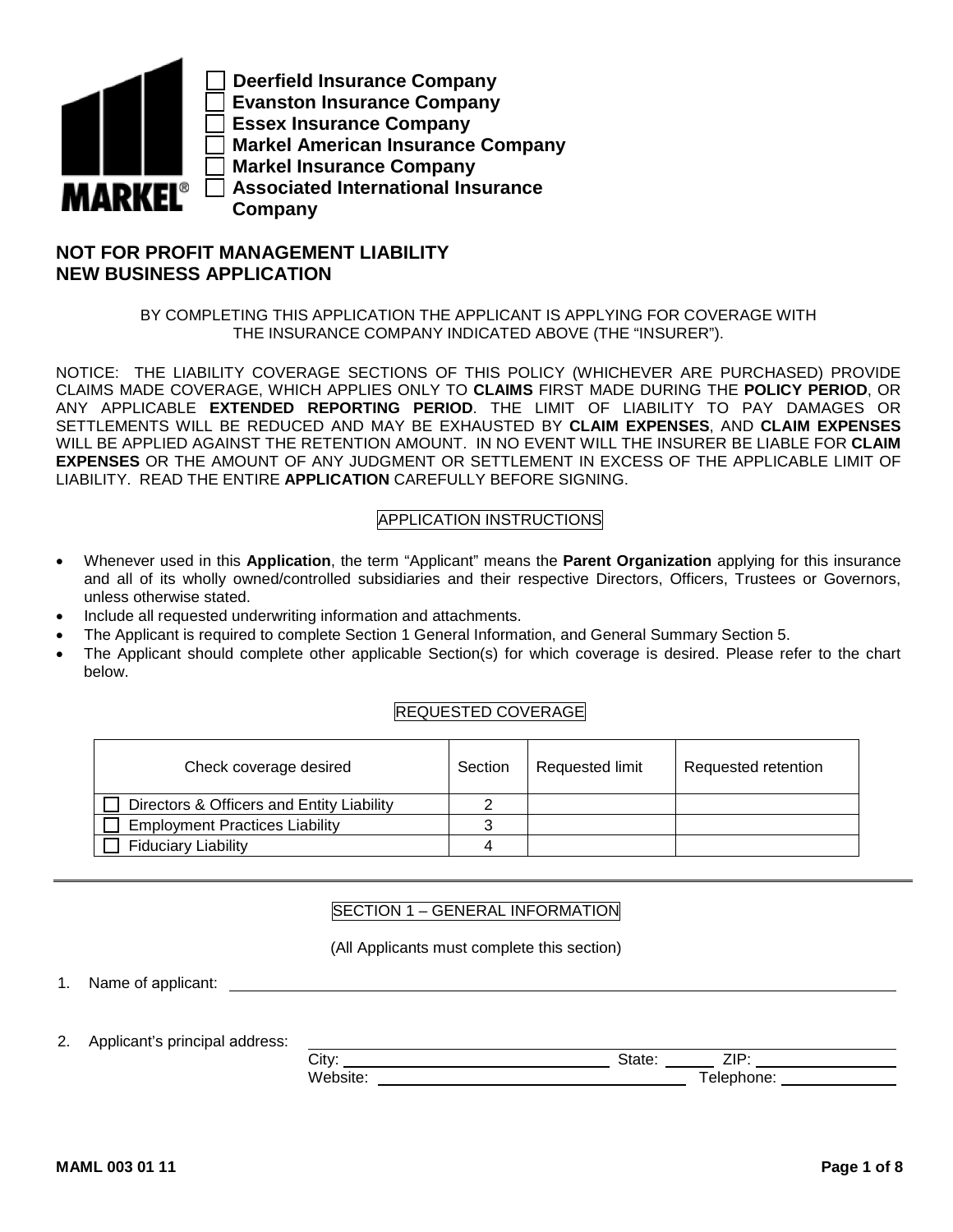MARKEL®

- ☐ Deerfield Insurance Company
- ☐ Evanston Insurance Company
- ☐ Essex Insurance Company
- ☐ Markel American Insurance Company
- ☐ Markel Insurance Company
- ☐ Associated International Insurance Company

# NOT FOR PROFIT MANAGEMENT LIABILITY NEW BUSINESS APPLICATION

BY COMPLETING THIS APPLICATION THE APPLICANT IS APPLYING FOR COVERAGE WITH THE INSURANCE COMPANY INDICATED ABOVE (THE "INSURER").

NOTICE: THE LIABILITY COVERAGE SECTIONS OF THIS POLICY (WHICHEVER ARE PURCHASED) PROVIDE CLAIMS MADE COVERAGE, WHICH APPLIES ONLY TO **CLAIMS** FIRST MADE DURING THE **POLICY PERIOD**, OR ANY APPLICABLE **EXTENDED REPORTING PERIOD**. THE LIMIT OF LIABILITY TO PAY DAMAGES OR SETTLEMENTS WILL BE REDUCED AND MAY BE EXHAUSTED BY **CLAIM EXPENSES**, AND **CLAIM EXPENSES** WILL BE APPLIED AGAINST THE RETENTION AMOUNT. IN NO EVENT WILL THE INSURER BE LIABLE FOR **CLAIM EXPENSES** OR THE AMOUNT OF ANY JUDGMENT OR SETTLEMENT IN EXCESS OF THE APPLICABLE LIMIT OF LIABILITY. READ THE ENTIRE **APPLICATION** CAREFULLY BEFORE SIGNING.

## APPLICATION INSTRUCTIONS

- Whenever used in this **Application**, the term "Applicant" means the **Parent Organization** applying for this insurance and all of its wholly owned/controlled subsidiaries and their respective Directors, Officers, Trustees or Governors, unless otherwise stated.
- Include all requested underwriting information and attachments.
- The Applicant is required to complete Section 1 General Information, and General Summary Section 5.
- The Applicant should complete other applicable Section(s) for which coverage is desired. Please refer to the chart below.

## REQUESTED COVERAGE

| Check coverage desired | Section | Requested limit | Requested retention |
|---|---|---|---|
| ☐ Directors & Officers and Entity Liability | 2 | | |
| ☐ Employment Practices Liability | 3 | | |
| ☐ Fiduciary Liability | 4 | | |

---

## SECTION 1 – GENERAL INFORMATION

(All Applicants must complete this section)

1. Name of applicant: ______________________________

2. Applicant's principal address: ______________________________
   City: ______________ State: ______ ZIP: ______________
   Website: ______________ Telephone: ______________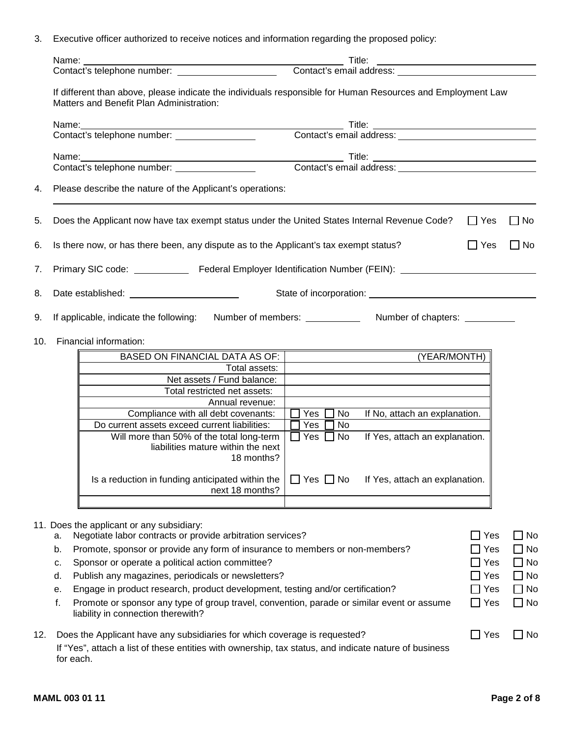3. Executive officer authorized to receive notices and information regarding the proposed policy:

   Name: ______________________________ Title: ______________________________
   Contact's telephone number: ______________ Contact's email address: ______________________

   If different than above, please indicate the individuals responsible for Human Resources and Employment Law Matters and Benefit Plan Administration:

   Name: ______________________________ Title: ______________________________
   Contact's telephone number: ______________ Contact's email address: ______________________

   Name: ______________________________ Title: ______________________________
   Contact's telephone number: ______________ Contact's email address: ______________________

4. Please describe the nature of the Applicant's operations:

   ______________________________________________________________________________

5. Does the Applicant now have tax exempt status under the United States Internal Revenue Code? ☐ Yes ☐ No

6. Is there now, or has there been, any dispute as to the Applicant's tax exempt status? ☐ Yes ☐ No

7. Primary SIC code: __________ Federal Employer Identification Number (FEIN): ______________________

8. Date established: ____________________ State of incorporation: ____________________________

9. If applicable, indicate the following: Number of members: __________ Number of chapters: __________

10. Financial information:

| BASED ON FINANCIAL DATA AS OF: | (YEAR/MONTH) |
|---|---|
| Total assets: | |
| Net assets / Fund balance: | |
| Total restricted net assets: | |
| Annual revenue: | |
| Compliance with all debt covenants: | ☐ Yes ☐ No If No, attach an explanation. |
| Do current assets exceed current liabilities: | ☐ Yes ☐ No |
| Will more than 50% of the total long-term liabilities mature within the next 18 months? | ☐ Yes ☐ No If Yes, attach an explanation. |
| Is a reduction in funding anticipated within the next 18 months? | ☐ Yes ☐ No If Yes, attach an explanation. |
| | |

11. Does the applicant or any subsidiary:
    a. Negotiate labor contracts or provide arbitration services? ☐ Yes ☐ No
    b. Promote, sponsor or provide any form of insurance to members or non-members? ☐ Yes ☐ No
    c. Sponsor or operate a political action committee? ☐ Yes ☐ No
    d. Publish any magazines, periodicals or newsletters? ☐ Yes ☐ No
    e. Engage in product research, product development, testing and/or certification? ☐ Yes ☐ No
    f. Promote or sponsor any type of group travel, convention, parade or similar event or assume liability in connection therewith? ☐ Yes ☐ No

12. Does the Applicant have any subsidiaries for which coverage is requested? ☐ Yes ☐ No

    If "Yes", attach a list of these entities with ownership, tax status, and indicate nature of business for each.

MAML 003 01 11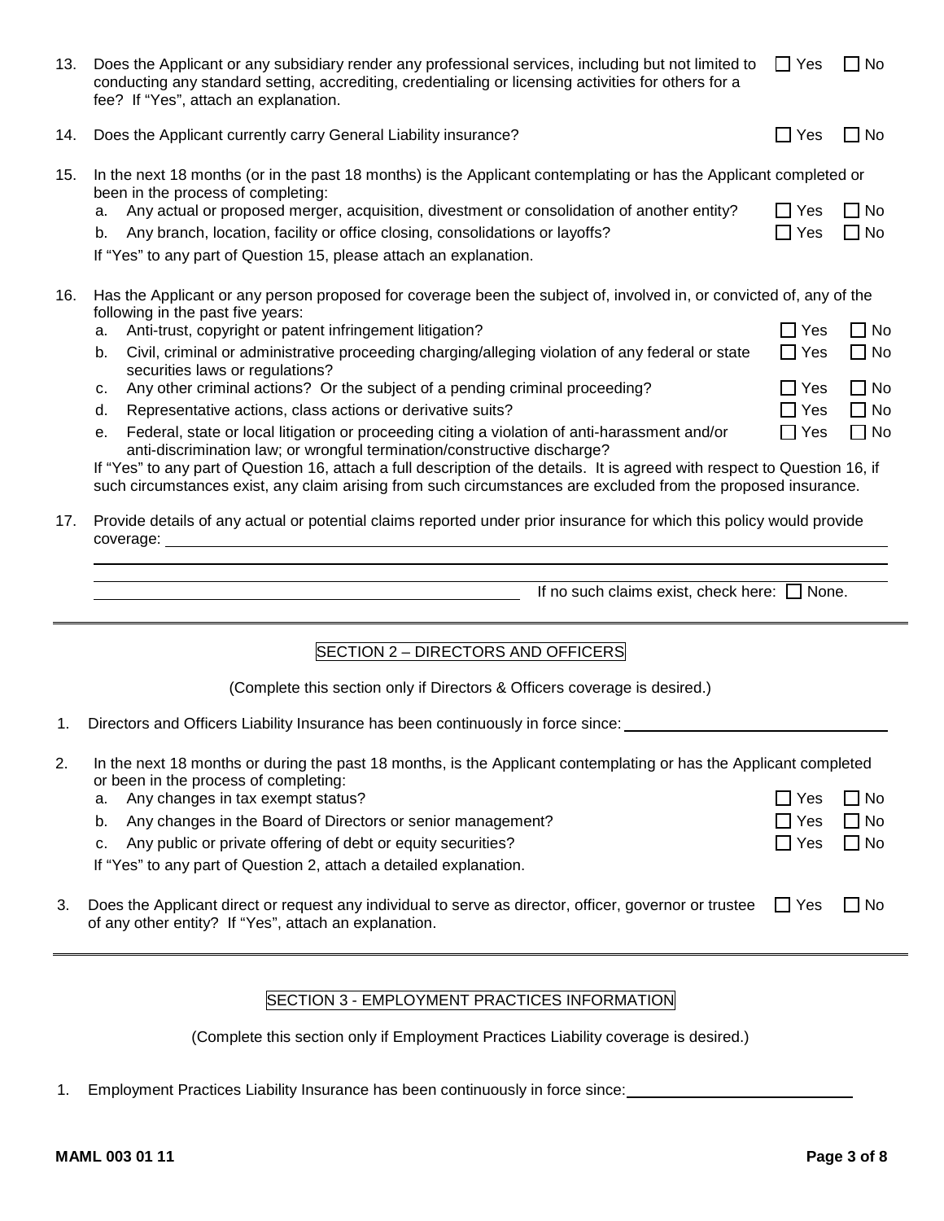13. Does the Applicant or any subsidiary render any professional services, including but not limited to conducting any standard setting, accrediting, credentialing or licensing activities for others for a fee? If "Yes", attach an explanation. ☐ Yes ☐ No

14. Does the Applicant currently carry General Liability insurance? ☐ Yes ☐ No

15. In the next 18 months (or in the past 18 months) is the Applicant contemplating or has the Applicant completed or been in the process of completing:
    a. Any actual or proposed merger, acquisition, divestment or consolidation of another entity? ☐ Yes ☐ No
    b. Any branch, location, facility or office closing, consolidations or layoffs? ☐ Yes ☐ No

    If "Yes" to any part of Question 15, please attach an explanation.

16. Has the Applicant or any person proposed for coverage been the subject of, involved in, or convicted of, any of the following in the past five years:
    a. Anti-trust, copyright or patent infringement litigation? ☐ Yes ☐ No
    b. Civil, criminal or administrative proceeding charging/alleging violation of any federal or state securities laws or regulations? ☐ Yes ☐ No
    c. Any other criminal actions? Or the subject of a pending criminal proceeding? ☐ Yes ☐ No
    d. Representative actions, class actions or derivative suits? ☐ Yes ☐ No
    e. Federal, state or local litigation or proceeding citing a violation of anti-harassment and/or anti-discrimination law; or wrongful termination/constructive discharge? ☐ Yes ☐ No

    If "Yes" to any part of Question 16, attach a full description of the details. It is agreed with respect to Question 16, if such circumstances exist, any claim arising from such circumstances are excluded from the proposed insurance.

17. Provide details of any actual or potential claims reported under prior insurance for which this policy would provide coverage: \_\_\_\_\_\_\_\_\_\_\_\_\_\_\_\_\_\_\_\_

    If no such claims exist, check here: ☐ None.

---

## SECTION 2 – DIRECTORS AND OFFICERS

(Complete this section only if Directors & Officers coverage is desired.)

1. Directors and Officers Liability Insurance has been continuously in force since: \_\_\_\_\_\_\_\_\_\_\_\_\_\_\_\_\_\_\_\_

2. In the next 18 months or during the past 18 months, is the Applicant contemplating or has the Applicant completed or been in the process of completing:
    a. Any changes in tax exempt status? ☐ Yes ☐ No
    b. Any changes in the Board of Directors or senior management? ☐ Yes ☐ No
    c. Any public or private offering of debt or equity securities? ☐ Yes ☐ No

    If "Yes" to any part of Question 2, attach a detailed explanation.

3. Does the Applicant direct or request any individual to serve as director, officer, governor or trustee of any other entity? If "Yes", attach an explanation. ☐ Yes ☐ No

---

## SECTION 3 - EMPLOYMENT PRACTICES INFORMATION

(Complete this section only if Employment Practices Liability coverage is desired.)

1. Employment Practices Liability Insurance has been continuously in force since: \_\_\_\_\_\_\_\_\_\_\_\_\_\_\_\_\_\_\_\_

MAML 003 01 11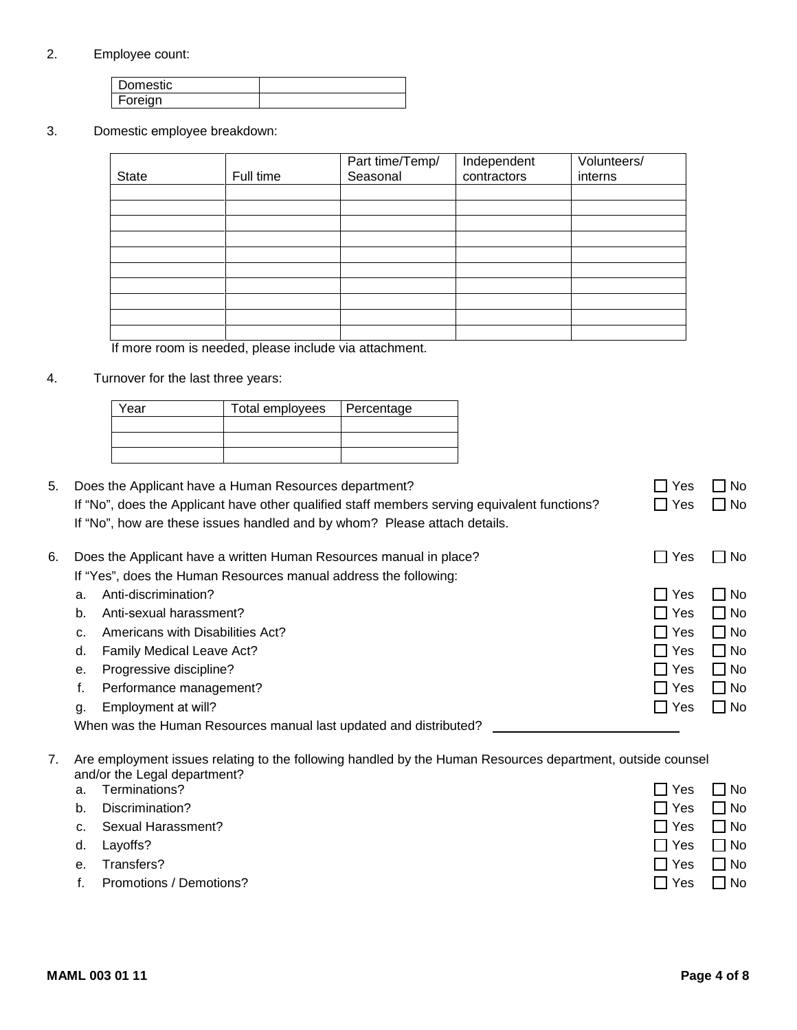2. Employee count:

| Domestic | |
|---|---|
| Foreign | |

3. Domestic employee breakdown:

| State | Full time | Part time/Temp/ Seasonal | Independent contractors | Volunteers/ interns |
|---|---|---|---|---|
| | | | | |
| | | | | |
| | | | | |
| | | | | |
| | | | | |
| | | | | |
| | | | | |
| | | | | |
| | | | | |
| | | | | |

If more room is needed, please include via attachment.

4. Turnover for the last three years:

| Year | Total employees | Percentage |
|---|---|---|
| | | |
| | | |
| | | |

5. Does the Applicant have a Human Resources department? ☐ Yes ☐ No
   If "No", does the Applicant have other qualified staff members serving equivalent functions? ☐ Yes ☐ No
   If "No", how are these issues handled and by whom? Please attach details.

6. Does the Applicant have a written Human Resources manual in place? ☐ Yes ☐ No
   If "Yes", does the Human Resources manual address the following:
   a. Anti-discrimination? ☐ Yes ☐ No
   b. Anti-sexual harassment? ☐ Yes ☐ No
   c. Americans with Disabilities Act? ☐ Yes ☐ No
   d. Family Medical Leave Act? ☐ Yes ☐ No
   e. Progressive discipline? ☐ Yes ☐ No
   f. Performance management? ☐ Yes ☐ No
   g. Employment at will? ☐ Yes ☐ No

   When was the Human Resources manual last updated and distributed? ______________________

7. Are employment issues relating to the following handled by the Human Resources department, outside counsel and/or the Legal department?
   a. Terminations? ☐ Yes ☐ No
   b. Discrimination? ☐ Yes ☐ No
   c. Sexual Harassment? ☐ Yes ☐ No
   d. Layoffs? ☐ Yes ☐ No
   e. Transfers? ☐ Yes ☐ No
   f. Promotions / Demotions? ☐ Yes ☐ No

MAML 003 01 11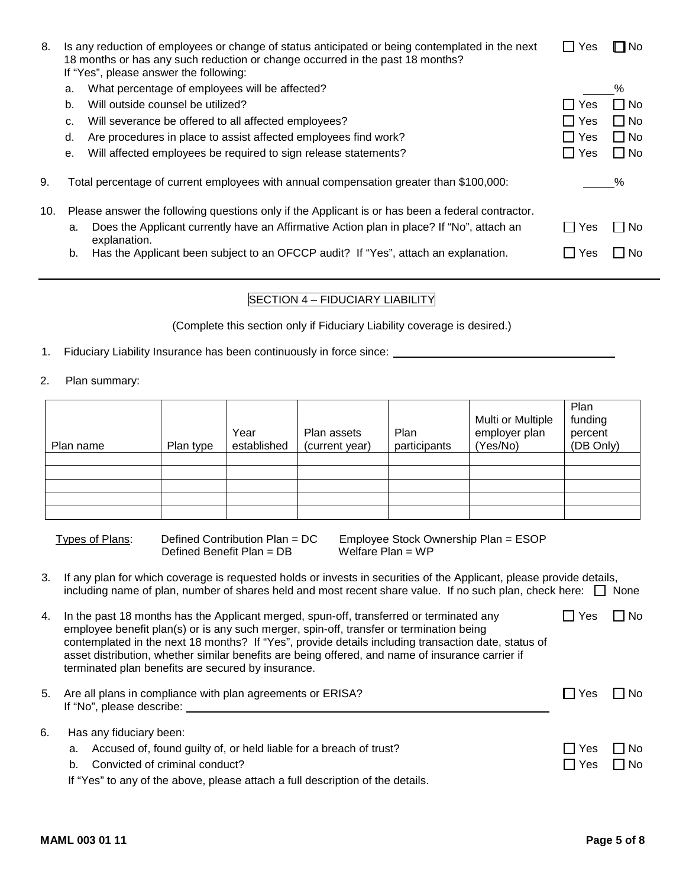8. Is any reduction of employees or change of status anticipated or being contemplated in the next 18 months or has any such reduction or change occurred in the past 18 months? ☐ Yes ☐ No
   If "Yes", please answer the following:
   a. What percentage of employees will be affected? _____%
   b. Will outside counsel be utilized? ☐ Yes ☐ No
   c. Will severance be offered to all affected employees? ☐ Yes ☐ No
   d. Are procedures in place to assist affected employees find work? ☐ Yes ☐ No
   e. Will affected employees be required to sign release statements? ☐ Yes ☐ No

9. Total percentage of current employees with annual compensation greater than $100,000: _____%

10. Please answer the following questions only if the Applicant is or has been a federal contractor.
    a. Does the Applicant currently have an Affirmative Action plan in place? If "No", attach an explanation. ☐ Yes ☐ No
    b. Has the Applicant been subject to an OFCCP audit? If "Yes", attach an explanation. ☐ Yes ☐ No

---

## SECTION 4 – FIDUCIARY LIABILITY

(Complete this section only if Fiduciary Liability coverage is desired.)

1. Fiduciary Liability Insurance has been continuously in force since: ______________________________

2. Plan summary:

| Plan name | Plan type | Year established | Plan assets (current year) | Plan participants | Multi or Multiple employer plan (Yes/No) | Plan funding percent (DB Only) |
|---|---|---|---|---|---|---|
| | | | | | | |
| | | | | | | |
| | | | | | | |
| | | | | | | |
| | | | | | | |

Types of Plans: Defined Contribution Plan = DC; Defined Benefit Plan = DB; Employee Stock Ownership Plan = ESOP; Welfare Plan = WP

3. If any plan for which coverage is requested holds or invests in securities of the Applicant, please provide details, including name of plan, number of shares held and most recent share value. If no such plan, check here: ☐ None

4. In the past 18 months has the Applicant merged, spun-off, transferred or terminated any employee benefit plan(s) or is any such merger, spin-off, transfer or termination being contemplated in the next 18 months? If "Yes", provide details including transaction date, status of asset distribution, whether similar benefits are being offered, and name of insurance carrier if terminated plan benefits are secured by insurance. ☐ Yes ☐ No

5. Are all plans in compliance with plan agreements or ERISA? ☐ Yes ☐ No
   If "No", please describe: ______________________________

6. Has any fiduciary been:
   a. Accused of, found guilty of, or held liable for a breach of trust? ☐ Yes ☐ No
   b. Convicted of criminal conduct? ☐ Yes ☐ No

   If "Yes" to any of the above, please attach a full description of the details.

MAML 003 01 11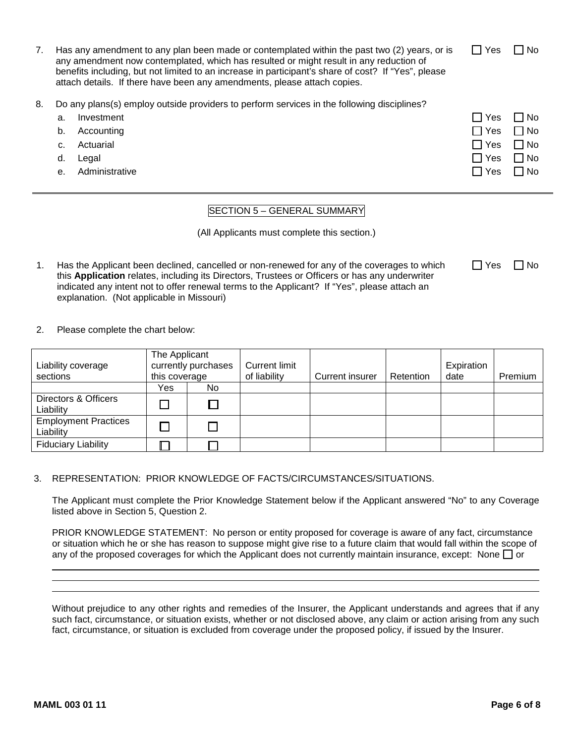7. Has any amendment to any plan been made or contemplated within the past two (2) years, or is any amendment now contemplated, which has resulted or might result in any reduction of benefits including, but not limited to an increase in participant's share of cost? If "Yes", please attach details. If there have been any amendments, please attach copies. ☐ Yes ☐ No

8. Do any plans(s) employ outside providers to perform services in the following disciplines?
   a. Investment ☐ Yes ☐ No
   b. Accounting ☐ Yes ☐ No
   c. Actuarial ☐ Yes ☐ No
   d. Legal ☐ Yes ☐ No
   e. Administrative ☐ Yes ☐ No

---

## SECTION 5 – GENERAL SUMMARY

(All Applicants must complete this section.)

1. Has the Applicant been declined, cancelled or non-renewed for any of the coverages to which this **Application** relates, including its Directors, Trustees or Officers or has any underwriter indicated any intent not to offer renewal terms to the Applicant? If "Yes", please attach an explanation. (Not applicable in Missouri) ☐ Yes ☐ No

2. Please complete the chart below:

| Liability coverage sections | The Applicant currently purchases this coverage | | Current limit of liability | Current insurer | Retention | Expiration date | Premium |
|---|---|---|---|---|---|---|---|
| | Yes | No | | | | | |
| Directors & Officers Liability | ☐ | ☐ | | | | | |
| Employment Practices Liability | ☐ | ☐ | | | | | |
| Fiduciary Liability | ☐ | ☐ | | | | | |

3. REPRESENTATION: PRIOR KNOWLEDGE OF FACTS/CIRCUMSTANCES/SITUATIONS.

   The Applicant must complete the Prior Knowledge Statement below if the Applicant answered "No" to any Coverage listed above in Section 5, Question 2.

   PRIOR KNOWLEDGE STATEMENT: No person or entity proposed for coverage is aware of any fact, circumstance or situation which he or she has reason to suppose might give rise to a future claim that would fall within the scope of any of the proposed coverages for which the Applicant does not currently maintain insurance, except: None ☐ or

   \_\_\_\_\_\_\_\_\_\_\_\_\_\_\_\_\_\_\_\_\_\_\_\_\_\_\_\_\_\_\_\_\_\_\_\_\_\_\_\_\_\_\_\_\_\_\_\_\_\_\_\_\_\_\_\_\_\_\_\_

   \_\_\_\_\_\_\_\_\_\_\_\_\_\_\_\_\_\_\_\_\_\_\_\_\_\_\_\_\_\_\_\_\_\_\_\_\_\_\_\_\_\_\_\_\_\_\_\_\_\_\_\_\_\_\_\_\_\_\_\_

   \_\_\_\_\_\_\_\_\_\_\_\_\_\_\_\_\_\_\_\_\_\_\_\_\_\_\_\_\_\_\_\_\_\_\_\_\_\_\_\_\_\_\_\_\_\_\_\_\_\_\_\_\_\_\_\_\_\_\_\_

   Without prejudice to any other rights and remedies of the Insurer, the Applicant understands and agrees that if any such fact, circumstance, or situation exists, whether or not disclosed above, any claim or action arising from any such fact, circumstance, or situation is excluded from coverage under the proposed policy, if issued by the Insurer.

MAML 003 01 11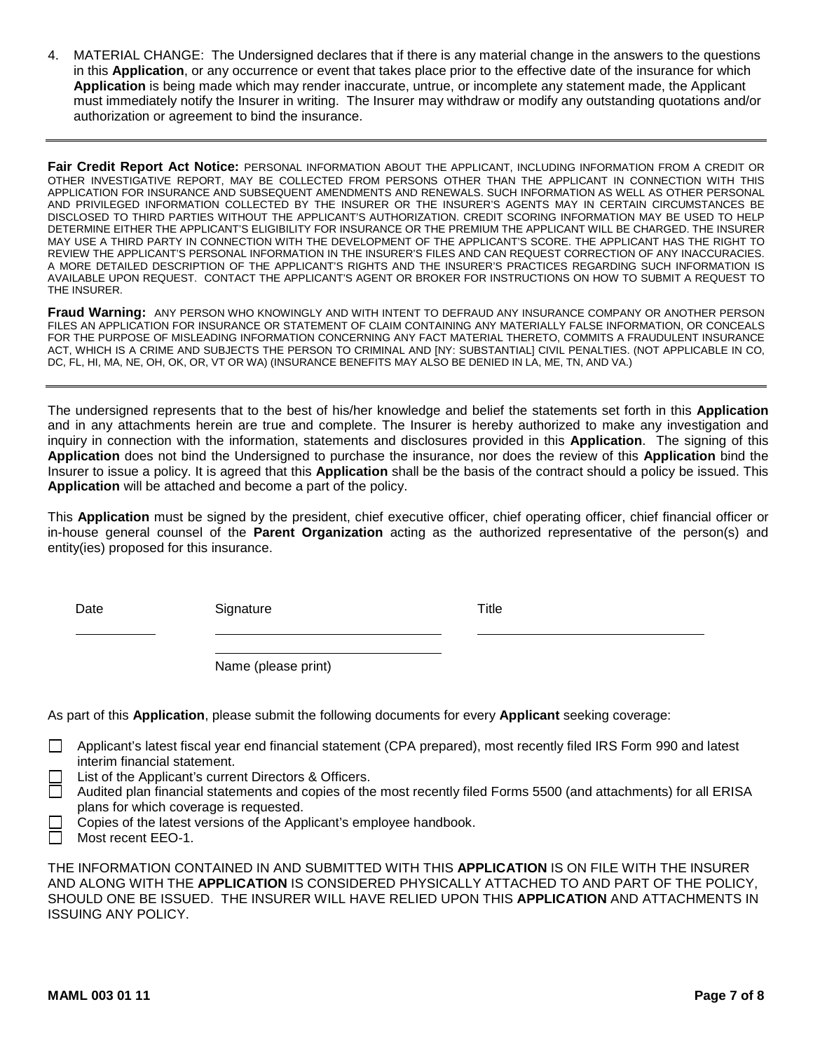4. MATERIAL CHANGE: The Undersigned declares that if there is any material change in the answers to the questions in this **Application**, or any occurrence or event that takes place prior to the effective date of the insurance for which **Application** is being made which may render inaccurate, untrue, or incomplete any statement made, the Applicant must immediately notify the Insurer in writing. The Insurer may withdraw or modify any outstanding quotations and/or authorization or agreement to bind the insurance.

---

**Fair Credit Report Act Notice:** PERSONAL INFORMATION ABOUT THE APPLICANT, INCLUDING INFORMATION FROM A CREDIT OR OTHER INVESTIGATIVE REPORT, MAY BE COLLECTED FROM PERSONS OTHER THAN THE APPLICANT IN CONNECTION WITH THIS APPLICATION FOR INSURANCE AND SUBSEQUENT AMENDMENTS AND RENEWALS. SUCH INFORMATION AS WELL AS OTHER PERSONAL AND PRIVILEGED INFORMATION COLLECTED BY THE INSURER OR THE INSURER'S AGENTS MAY IN CERTAIN CIRCUMSTANCES BE DISCLOSED TO THIRD PARTIES WITHOUT THE APPLICANT'S AUTHORIZATION. CREDIT SCORING INFORMATION MAY BE USED TO HELP DETERMINE EITHER THE APPLICANT'S ELIGIBILITY FOR INSURANCE OR THE PREMIUM THE APPLICANT WILL BE CHARGED. THE INSURER MAY USE A THIRD PARTY IN CONNECTION WITH THE DEVELOPMENT OF THE APPLICANT'S SCORE. THE APPLICANT HAS THE RIGHT TO REVIEW THE APPLICANT'S PERSONAL INFORMATION IN THE INSURER'S FILES AND CAN REQUEST CORRECTION OF ANY INACCURACIES. A MORE DETAILED DESCRIPTION OF THE APPLICANT'S RIGHTS AND THE INSURER'S PRACTICES REGARDING SUCH INFORMATION IS AVAILABLE UPON REQUEST. CONTACT THE APPLICANT'S AGENT OR BROKER FOR INSTRUCTIONS ON HOW TO SUBMIT A REQUEST TO THE INSURER.

**Fraud Warning:** ANY PERSON WHO KNOWINGLY AND WITH INTENT TO DEFRAUD ANY INSURANCE COMPANY OR ANOTHER PERSON FILES AN APPLICATION FOR INSURANCE OR STATEMENT OF CLAIM CONTAINING ANY MATERIALLY FALSE INFORMATION, OR CONCEALS FOR THE PURPOSE OF MISLEADING INFORMATION CONCERNING ANY FACT MATERIAL THERETO, COMMITS A FRAUDULENT INSURANCE ACT, WHICH IS A CRIME AND SUBJECTS THE PERSON TO CRIMINAL AND [NY: SUBSTANTIAL] CIVIL PENALTIES. (NOT APPLICABLE IN CO, DC, FL, HI, MA, NE, OH, OK, OR, VT OR WA) (INSURANCE BENEFITS MAY ALSO BE DENIED IN LA, ME, TN, AND VA.)

---

The undersigned represents that to the best of his/her knowledge and belief the statements set forth in this **Application** and in any attachments herein are true and complete. The Insurer is hereby authorized to make any investigation and inquiry in connection with the information, statements and disclosures provided in this **Application**. The signing of this **Application** does not bind the Undersigned to purchase the insurance, nor does the review of this **Application** bind the Insurer to issue a policy. It is agreed that this **Application** shall be the basis of the contract should a policy be issued. This **Application** will be attached and become a part of the policy.

This **Application** must be signed by the president, chief executive officer, chief operating officer, chief financial officer or in-house general counsel of the **Parent Organization** acting as the authorized representative of the person(s) and entity(ies) proposed for this insurance.

Date ____________ Signature ______________________________ Title ______________________________

______________________________
Name (please print)

As part of this **Application**, please submit the following documents for every **Applicant** seeking coverage:

- ☐ Applicant's latest fiscal year end financial statement (CPA prepared), most recently filed IRS Form 990 and latest interim financial statement.
- ☐ List of the Applicant's current Directors & Officers.
- ☐ Audited plan financial statements and copies of the most recently filed Forms 5500 (and attachments) for all ERISA plans for which coverage is requested.
- ☐ Copies of the latest versions of the Applicant's employee handbook.
- ☐ Most recent EEO-1.

THE INFORMATION CONTAINED IN AND SUBMITTED WITH THIS **APPLICATION** IS ON FILE WITH THE INSURER AND ALONG WITH THE **APPLICATION** IS CONSIDERED PHYSICALLY ATTACHED TO AND PART OF THE POLICY, SHOULD ONE BE ISSUED. THE INSURER WILL HAVE RELIED UPON THIS **APPLICATION** AND ATTACHMENTS IN ISSUING ANY POLICY.

MAML 003 01 11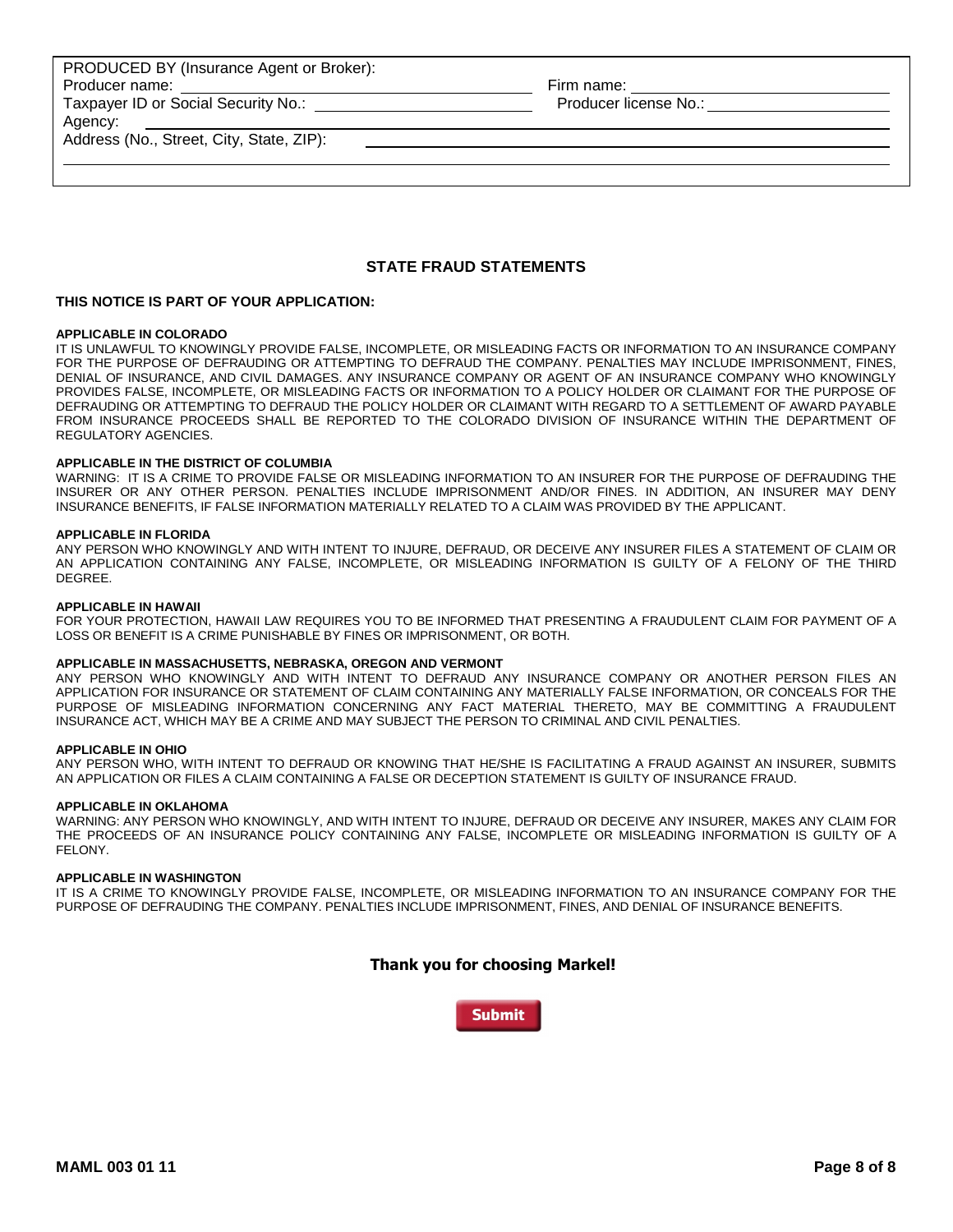PRODUCED BY (Insurance Agent or Broker):

Producer name: \_\_\_\_\_\_\_\_\_\_\_\_\_\_\_\_\_\_\_\_ Firm name: \_\_\_\_\_\_\_\_\_\_\_\_\_\_\_\_\_\_\_\_

Taxpayer ID or Social Security No.: \_\_\_\_\_\_\_\_\_\_\_\_\_\_\_\_\_\_\_\_ Producer license No.: \_\_\_\_\_\_\_\_\_\_\_\_\_\_\_\_\_\_\_\_

Agency: \_\_\_\_\_\_\_\_\_\_\_\_\_\_\_\_\_\_\_\_

Address (No., Street, City, State, ZIP): \_\_\_\_\_\_\_\_\_\_\_\_\_\_\_\_\_\_\_\_

## STATE FRAUD STATEMENTS

**THIS NOTICE IS PART OF YOUR APPLICATION:**

**APPLICABLE IN COLORADO**

IT IS UNLAWFUL TO KNOWINGLY PROVIDE FALSE, INCOMPLETE, OR MISLEADING FACTS OR INFORMATION TO AN INSURANCE COMPANY FOR THE PURPOSE OF DEFRAUDING OR ATTEMPTING TO DEFRAUD THE COMPANY. PENALTIES MAY INCLUDE IMPRISONMENT, FINES, DENIAL OF INSURANCE, AND CIVIL DAMAGES. ANY INSURANCE COMPANY OR AGENT OF AN INSURANCE COMPANY WHO KNOWINGLY PROVIDES FALSE, INCOMPLETE, OR MISLEADING FACTS OR INFORMATION TO A POLICY HOLDER OR CLAIMANT FOR THE PURPOSE OF DEFRAUDING OR ATTEMPTING TO DEFRAUD THE POLICY HOLDER OR CLAIMANT WITH REGARD TO A SETTLEMENT OF AWARD PAYABLE FROM INSURANCE PROCEEDS SHALL BE REPORTED TO THE COLORADO DIVISION OF INSURANCE WITHIN THE DEPARTMENT OF REGULATORY AGENCIES.

**APPLICABLE IN THE DISTRICT OF COLUMBIA**

WARNING: IT IS A CRIME TO PROVIDE FALSE OR MISLEADING INFORMATION TO AN INSURER FOR THE PURPOSE OF DEFRAUDING THE INSURER OR ANY OTHER PERSON. PENALTIES INCLUDE IMPRISONMENT AND/OR FINES. IN ADDITION, AN INSURER MAY DENY INSURANCE BENEFITS, IF FALSE INFORMATION MATERIALLY RELATED TO A CLAIM WAS PROVIDED BY THE APPLICANT.

**APPLICABLE IN FLORIDA**

ANY PERSON WHO KNOWINGLY AND WITH INTENT TO INJURE, DEFRAUD, OR DECEIVE ANY INSURER FILES A STATEMENT OF CLAIM OR AN APPLICATION CONTAINING ANY FALSE, INCOMPLETE, OR MISLEADING INFORMATION IS GUILTY OF A FELONY OF THE THIRD DEGREE.

**APPLICABLE IN HAWAII**

FOR YOUR PROTECTION, HAWAII LAW REQUIRES YOU TO BE INFORMED THAT PRESENTING A FRAUDULENT CLAIM FOR PAYMENT OF A LOSS OR BENEFIT IS A CRIME PUNISHABLE BY FINES OR IMPRISONMENT, OR BOTH.

**APPLICABLE IN MASSACHUSETTS, NEBRASKA, OREGON AND VERMONT**

ANY PERSON WHO KNOWINGLY AND WITH INTENT TO DEFRAUD ANY INSURANCE COMPANY OR ANOTHER PERSON FILES AN APPLICATION FOR INSURANCE OR STATEMENT OF CLAIM CONTAINING ANY MATERIALLY FALSE INFORMATION, OR CONCEALS FOR THE PURPOSE OF MISLEADING INFORMATION CONCERNING ANY FACT MATERIAL THERETO, MAY BE COMMITTING A FRAUDULENT INSURANCE ACT, WHICH MAY BE A CRIME AND MAY SUBJECT THE PERSON TO CRIMINAL AND CIVIL PENALTIES.

**APPLICABLE IN OHIO**

ANY PERSON WHO, WITH INTENT TO DEFRAUD OR KNOWING THAT HE/SHE IS FACILITATING A FRAUD AGAINST AN INSURER, SUBMITS AN APPLICATION OR FILES A CLAIM CONTAINING A FALSE OR DECEPTION STATEMENT IS GUILTY OF INSURANCE FRAUD.

**APPLICABLE IN OKLAHOMA**

WARNING: ANY PERSON WHO KNOWINGLY, AND WITH INTENT TO INJURE, DEFRAUD OR DECEIVE ANY INSURER, MAKES ANY CLAIM FOR THE PROCEEDS OF AN INSURANCE POLICY CONTAINING ANY FALSE, INCOMPLETE OR MISLEADING INFORMATION IS GUILTY OF A FELONY.

**APPLICABLE IN WASHINGTON**

IT IS A CRIME TO KNOWINGLY PROVIDE FALSE, INCOMPLETE, OR MISLEADING INFORMATION TO AN INSURANCE COMPANY FOR THE PURPOSE OF DEFRAUDING THE COMPANY. PENALTIES INCLUDE IMPRISONMENT, FINES, AND DENIAL OF INSURANCE BENEFITS.

**Thank you for choosing Markel!**

Submit

MAML 003 01 11